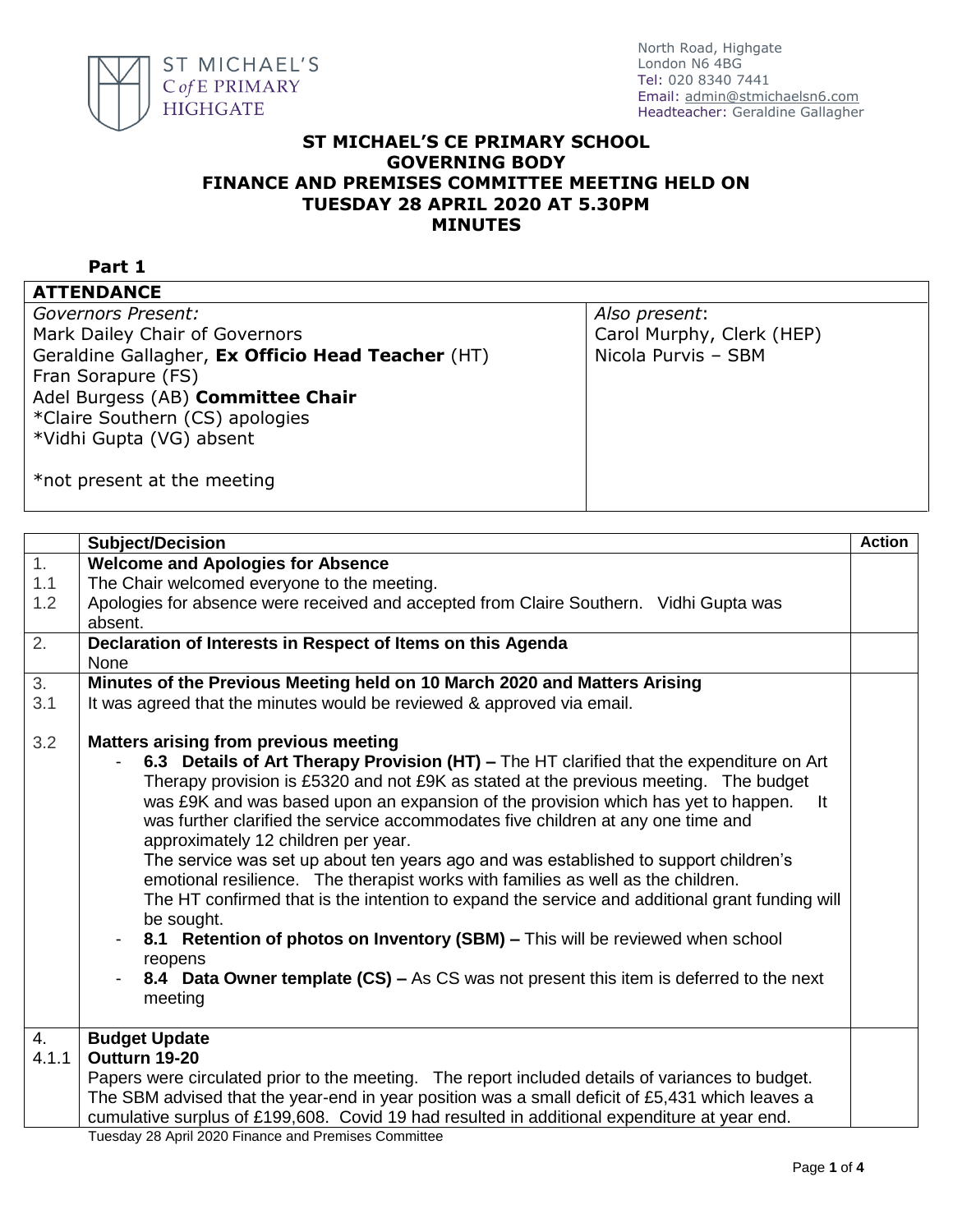ST MICHAEL'S C of E PRIMARY HIGHGATE

North Road, Highgate
London N6 4BG
Tel: 020 8340 7441
Email: admin@stmichaelsn6.com
Headteacher: Geraldine Gallagher

# ST MICHAEL'S CE PRIMARY SCHOOL
# GOVERNING BODY
# FINANCE AND PREMISES COMMITTEE MEETING HELD ON TUESDAY 28 APRIL 2020 AT 5.30PM
# MINUTES

## Part 1

| ATTENDANCE | |
|---|---|
| *Governors Present:*<br>Mark Dailey Chair of Governors<br>Geraldine Gallagher, **Ex Officio Head Teacher** (HT)<br>Fran Sorapure (FS)<br>Adel Burgess (AB) **Committee Chair**<br>*Claire Southern (CS) apologies<br>*Vidhi Gupta (VG) absent<br><br>*not present at the meeting | *Also present*:<br>Carol Murphy, Clerk (HEP)<br>Nicola Purvis – SBM |

| | Subject/Decision | Action |
|---|---|---|
| 1. | **Welcome and Apologies for Absence** | |
| 1.1 | The Chair welcomed everyone to the meeting. | |
| 1.2 | Apologies for absence were received and accepted from Claire Southern. Vidhi Gupta was absent. | |
| 2. | **Declaration of Interests in Respect of Items on this Agenda**<br>None | |
| 3. | **Minutes of the Previous Meeting held on 10 March 2020 and Matters Arising** | |
| 3.1 | It was agreed that the minutes would be reviewed & approved via email. | |
| 3.2 | **Matters arising from previous meeting**<br>- **6.3 Details of Art Therapy Provision (HT) –** The HT clarified that the expenditure on Art Therapy provision is £5320 and not £9K as stated at the previous meeting. The budget was £9K and was based upon an expansion of the provision which has yet to happen. It was further clarified the service accommodates five children at any one time and approximately 12 children per year.<br>The service was set up about ten years ago and was established to support children's emotional resilience. The therapist works with families as well as the children.<br>The HT confirmed that is the intention to expand the service and additional grant funding will be sought.<br>- **8.1 Retention of photos on Inventory (SBM) –** This will be reviewed when school reopens<br>- **8.4 Data Owner template (CS) –** As CS was not present this item is deferred to the next meeting | |
| 4. | **Budget Update** | |
| 4.1.1 | **Outturn 19-20**<br>Papers were circulated prior to the meeting. The report included details of variances to budget. The SBM advised that the year-end in year position was a small deficit of £5,431 which leaves a cumulative surplus of £199,608. Covid 19 had resulted in additional expenditure at year end. | |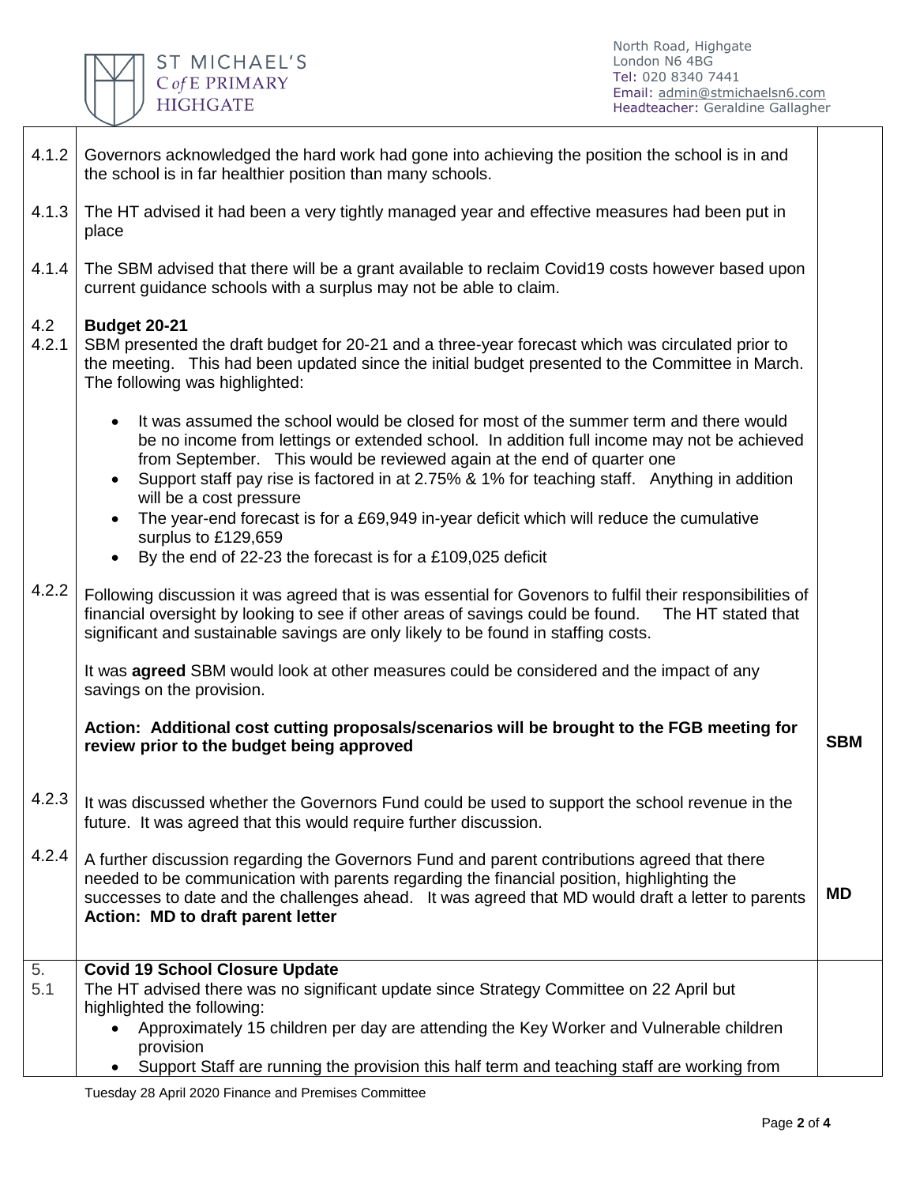| | | |
|---|---|---|
| 4.1.2 | Governors acknowledged the hard work had gone into achieving the position the school is in and the school is in far healthier position than many schools. | |
| 4.1.3 | The HT advised it had been a very tightly managed year and effective measures had been put in place | |
| 4.1.4 | The SBM advised that there will be a grant available to reclaim Covid19 costs however based upon current guidance schools with a surplus may not be able to claim. | |
| 4.2<br>4.2.1 | **Budget 20-21**<br>SBM presented the draft budget for 20-21 and a three-year forecast which was circulated prior to the meeting. This had been updated since the initial budget presented to the Committee in March. The following was highlighted:<br><br>• It was assumed the school would be closed for most of the summer term and there would be no income from lettings or extended school. In addition full income may not be achieved from September. This would be reviewed again at the end of quarter one<br>• Support staff pay rise is factored in at 2.75% & 1% for teaching staff. Anything in addition will be a cost pressure<br>• The year-end forecast is for a £69,949 in-year deficit which will reduce the cumulative surplus to £129,659<br>• By the end of 22-23 the forecast is for a £109,025 deficit | |
| 4.2.2 | Following discussion it was agreed that is was essential for Govenors to fulfil their responsibilities of financial oversight by looking to see if other areas of savings could be found. The HT stated that significant and sustainable savings are only likely to be found in staffing costs.<br><br>It was **agreed** SBM would look at other measures could be considered and the impact of any savings on the provision.<br><br>**Action: Additional cost cutting proposals/scenarios will be brought to the FGB meeting for review prior to the budget being approved** | **SBM** |
| 4.2.3 | It was discussed whether the Governors Fund could be used to support the school revenue in the future. It was agreed that this would require further discussion. | |
| 4.2.4 | A further discussion regarding the Governors Fund and parent contributions agreed that there needed to be communication with parents regarding the financial position, highlighting the successes to date and the challenges ahead. It was agreed that MD would draft a letter to parents<br>**Action: MD to draft parent letter** | **MD** |
| 5.<br>5.1 | **Covid 19 School Closure Update**<br>The HT advised there was no significant update since Strategy Committee on 22 April but highlighted the following:<br>• Approximately 15 children per day are attending the Key Worker and Vulnerable children provision<br>• Support Staff are running the provision this half term and teaching staff are working from | |

Tuesday 28 April 2020 Finance and Premises Committee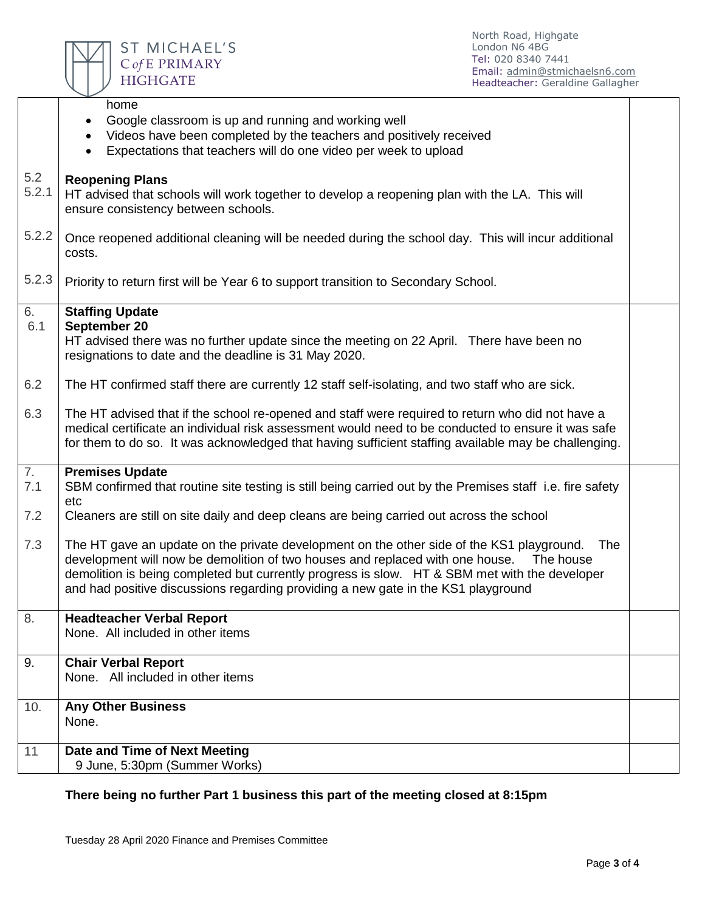| | | |
|---|---|---|
| | home<br>• Google classroom is up and running and working well<br>• Videos have been completed by the teachers and positively received<br>• Expectations that teachers will do one video per week to upload | |
| 5.2<br>5.2.1 | **Reopening Plans**<br>HT advised that schools will work together to develop a reopening plan with the LA. This will ensure consistency between schools. | |
| 5.2.2 | Once reopened additional cleaning will be needed during the school day. This will incur additional costs. | |
| 5.2.3 | Priority to return first will be Year 6 to support transition to Secondary School. | |
| 6.<br>6.1 | **Staffing Update**<br>**September 20**<br>HT advised there was no further update since the meeting on 22 April. There have been no resignations to date and the deadline is 31 May 2020. | |
| 6.2 | The HT confirmed staff there are currently 12 staff self-isolating, and two staff who are sick. | |
| 6.3 | The HT advised that if the school re-opened and staff were required to return who did not have a medical certificate an individual risk assessment would need to be conducted to ensure it was safe for them to do so. It was acknowledged that having sufficient staffing available may be challenging. | |
| 7.<br>7.1 | **Premises Update**<br>SBM confirmed that routine site testing is still being carried out by the Premises staff i.e. fire safety etc | |
| 7.2 | Cleaners are still on site daily and deep cleans are being carried out across the school | |
| 7.3 | The HT gave an update on the private development on the other side of the KS1 playground. The development will now be demolition of two houses and replaced with one house. The house demolition is being completed but currently progress is slow. HT & SBM met with the developer and had positive discussions regarding providing a new gate in the KS1 playground | |
| 8. | **Headteacher Verbal Report**<br>None. All included in other items | |
| 9. | **Chair Verbal Report**<br>None. All included in other items | |
| 10. | **Any Other Business**<br>None. | |
| 11 | **Date and Time of Next Meeting**<br>9 June, 5:30pm (Summer Works) | |

**There being no further Part 1 business this part of the meeting closed at 8:15pm**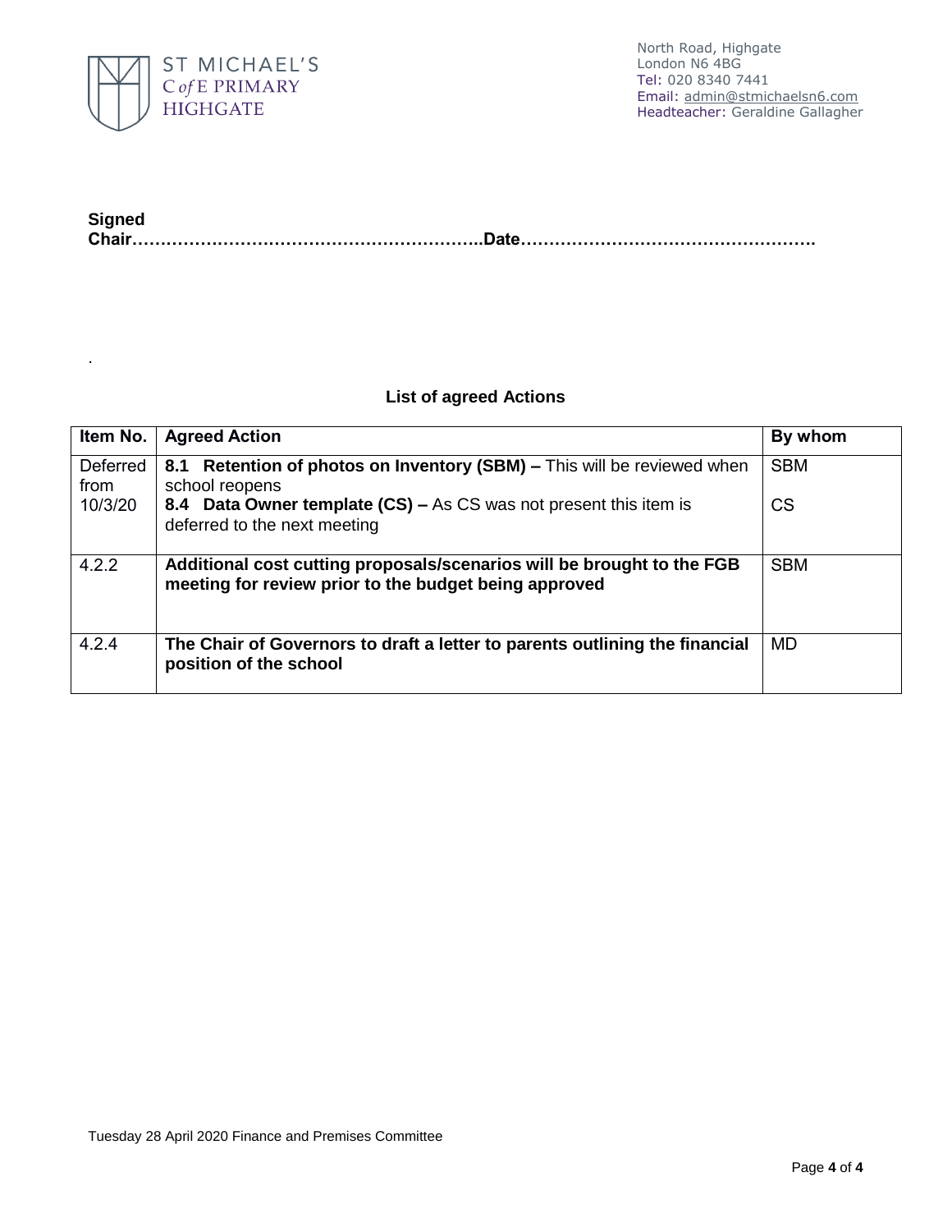**Signed Chair…………………………………………………..Date…………………………………………….**

.

## List of agreed Actions

| Item No. | Agreed Action | By whom |
|---|---|---|
| Deferred from 10/3/20 | **8.1 Retention of photos on Inventory (SBM) –** This will be reviewed when school reopens<br>**8.4 Data Owner template (CS) –** As CS was not present this item is deferred to the next meeting | SBM<br>CS |
| 4.2.2 | **Additional cost cutting proposals/scenarios will be brought to the FGB meeting for review prior to the budget being approved** | SBM |
| 4.2.4 | **The Chair of Governors to draft a letter to parents outlining the financial position of the school** | MD |